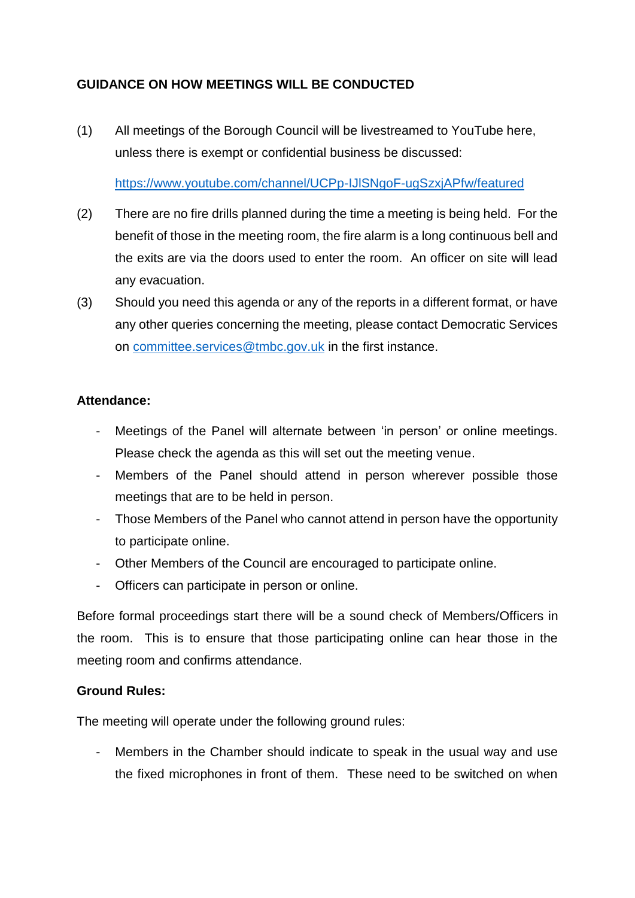## GUIDANCE ON HOW MEETINGS WILL BE CONDUCTED

(1) All meetings of the Borough Council will be livestreamed to YouTube here, unless there is exempt or confidential business be discussed:

https://www.youtube.com/channel/UCPp-IJlSNgoF-ugSzxjAPfw/featured

(2) There are no fire drills planned during the time a meeting is being held. For the benefit of those in the meeting room, the fire alarm is a long continuous bell and the exits are via the doors used to enter the room. An officer on site will lead any evacuation.

(3) Should you need this agenda or any of the reports in a different format, or have any other queries concerning the meeting, please contact Democratic Services on committee.services@tmbc.gov.uk in the first instance.

**Attendance:**

- Meetings of the Panel will alternate between 'in person' or online meetings. Please check the agenda as this will set out the meeting venue.
- Members of the Panel should attend in person wherever possible those meetings that are to be held in person.
- Those Members of the Panel who cannot attend in person have the opportunity to participate online.
- Other Members of the Council are encouraged to participate online.
- Officers can participate in person or online.

Before formal proceedings start there will be a sound check of Members/Officers in the room. This is to ensure that those participating online can hear those in the meeting room and confirms attendance.

**Ground Rules:**

The meeting will operate under the following ground rules:

- Members in the Chamber should indicate to speak in the usual way and use the fixed microphones in front of them. These need to be switched on when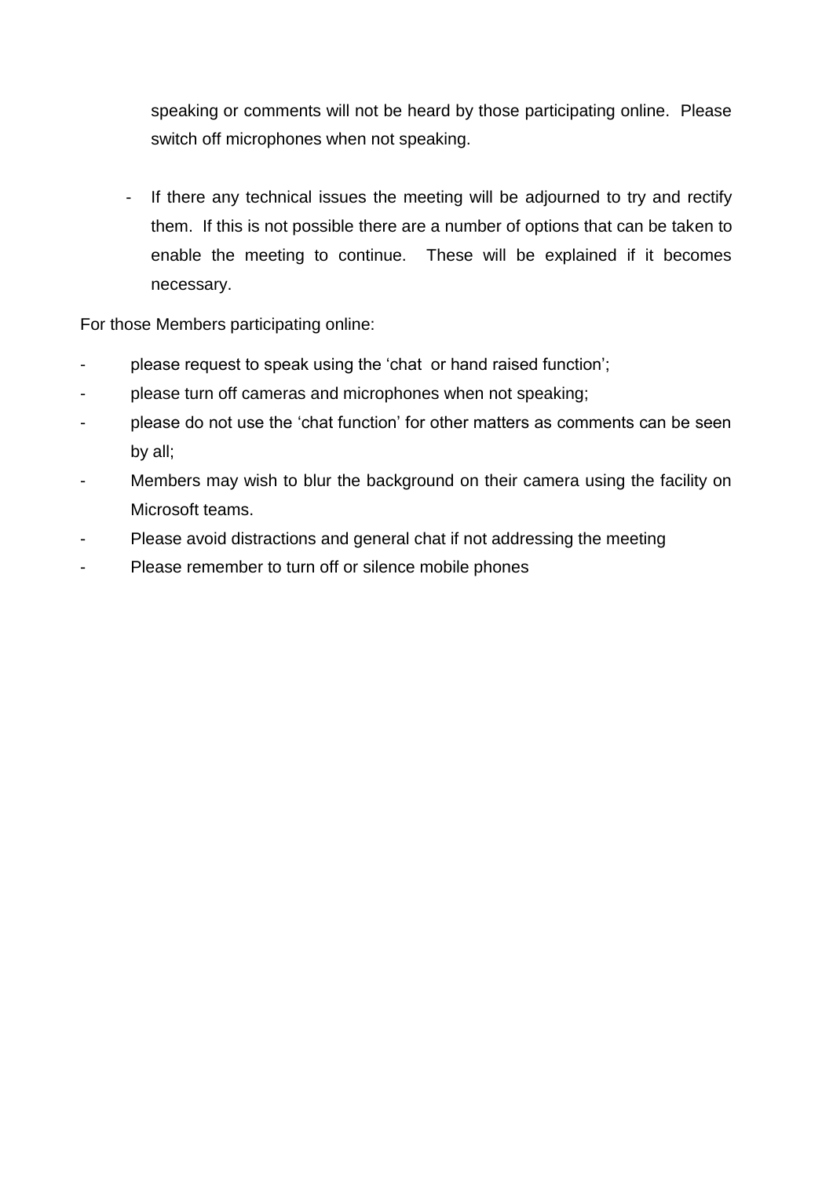speaking or comments will not be heard by those participating online.  Please switch off microphones when not speaking.

- If there any technical issues the meeting will be adjourned to try and rectify them.  If this is not possible there are a number of options that can be taken to enable the meeting to continue.  These will be explained if it becomes necessary.

For those Members participating online:

- please request to speak using the ‘chat  or hand raised function’;
- please turn off cameras and microphones when not speaking;
- please do not use the ‘chat function’ for other matters as comments can be seen by all;
- Members may wish to blur the background on their camera using the facility on Microsoft teams.
- Please avoid distractions and general chat if not addressing the meeting
- Please remember to turn off or silence mobile phones